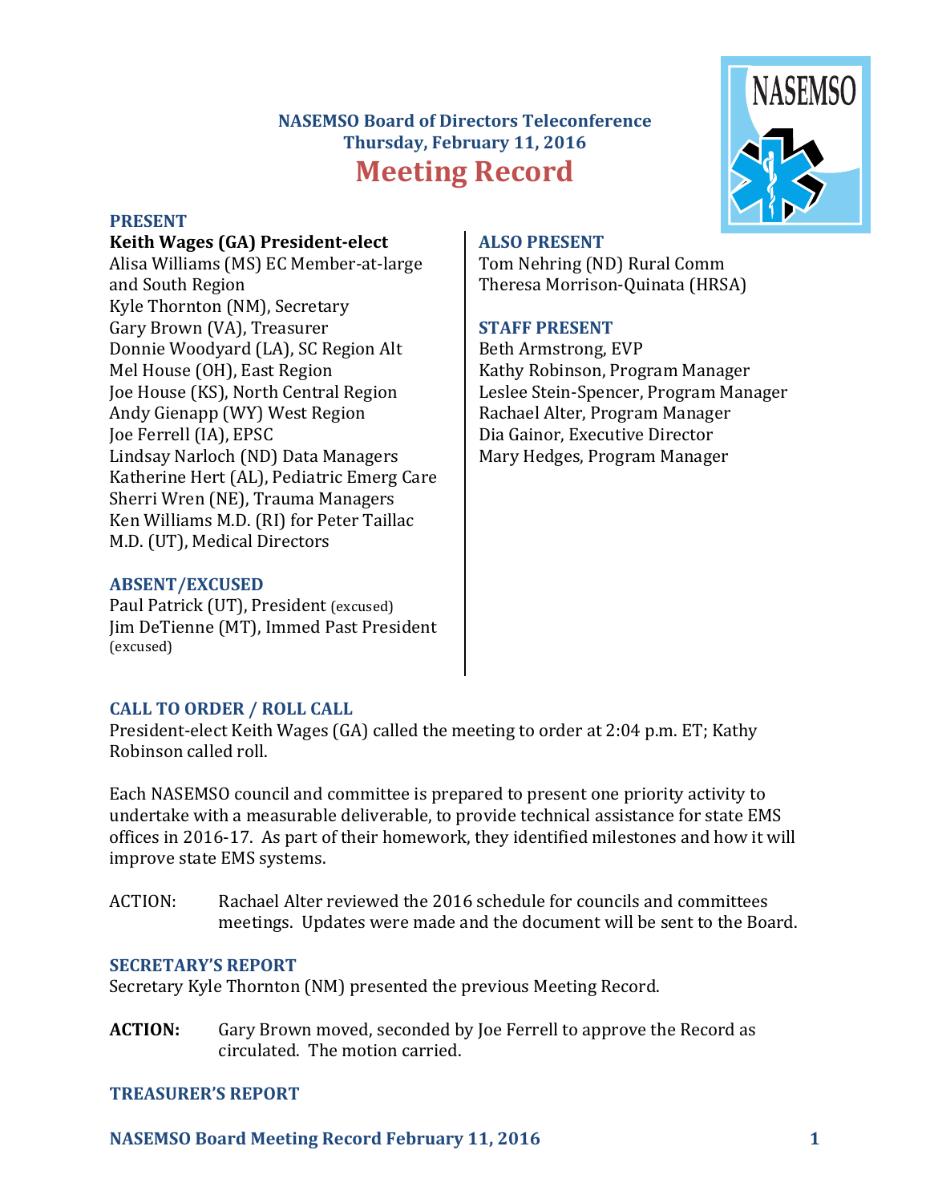# NASEMSO Board of Directors Teleconference
## Thursday, February 11, 2016
# Meeting Record

### PRESENT

**Keith Wages (GA) President-elect**
Alisa Williams (MS) EC Member-at-large and South Region
Kyle Thornton (NM), Secretary
Gary Brown (VA), Treasurer
Donnie Woodyard (LA), SC Region Alt
Mel House (OH), East Region
Joe House (KS), North Central Region
Andy Gienapp (WY) West Region
Joe Ferrell (IA), EPSC
Lindsay Narloch (ND) Data Managers
Katherine Hert (AL), Pediatric Emerg Care
Sherri Wren (NE), Trauma Managers
Ken Williams M.D. (RI) for Peter Taillac M.D. (UT), Medical Directors

### ABSENT/EXCUSED

Paul Patrick (UT), President (excused)
Jim DeTienne (MT), Immed Past President (excused)

### ALSO PRESENT

Tom Nehring (ND) Rural Comm
Theresa Morrison-Quinata (HRSA)

### STAFF PRESENT

Beth Armstrong, EVP
Kathy Robinson, Program Manager
Leslee Stein-Spencer, Program Manager
Rachael Alter, Program Manager
Dia Gainor, Executive Director
Mary Hedges, Program Manager

### CALL TO ORDER / ROLL CALL

President-elect Keith Wages (GA) called the meeting to order at 2:04 p.m. ET; Kathy Robinson called roll.

Each NASEMSO council and committee is prepared to present one priority activity to undertake with a measurable deliverable, to provide technical assistance for state EMS offices in 2016-17. As part of their homework, they identified milestones and how it will improve state EMS systems.

ACTION: Rachael Alter reviewed the 2016 schedule for councils and committees meetings. Updates were made and the document will be sent to the Board.

### SECRETARY'S REPORT

Secretary Kyle Thornton (NM) presented the previous Meeting Record.

**ACTION:** Gary Brown moved, seconded by Joe Ferrell to approve the Record as circulated. The motion carried.

### TREASURER'S REPORT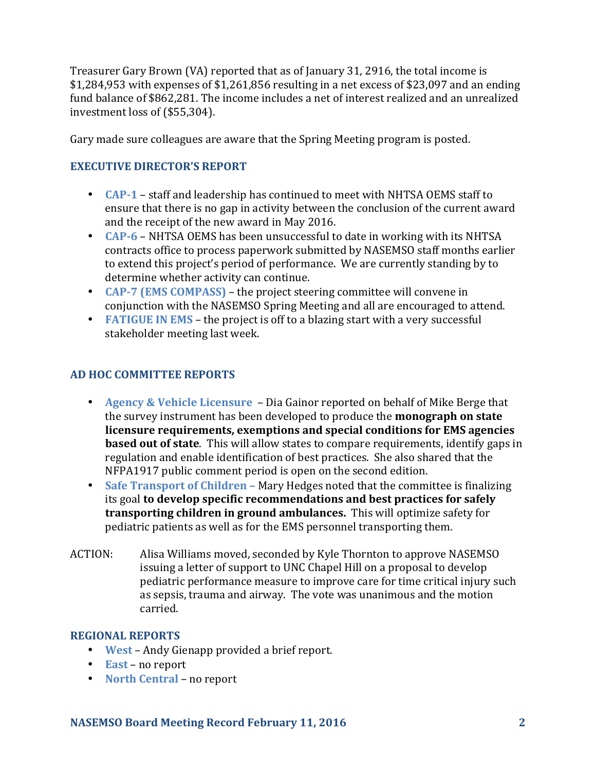Treasurer Gary Brown (VA) reported that as of January 31, 2916, the total income is $1,284,953 with expenses of $1,261,856 resulting in a net excess of $23,097 and an ending fund balance of $862,281. The income includes a net of interest realized and an unrealized investment loss of ($55,304).

Gary made sure colleagues are aware that the Spring Meeting program is posted.

### EXECUTIVE DIRECTOR'S REPORT

- **CAP-1** – staff and leadership has continued to meet with NHTSA OEMS staff to ensure that there is no gap in activity between the conclusion of the current award and the receipt of the new award in May 2016.
- **CAP-6** – NHTSA OEMS has been unsuccessful to date in working with its NHTSA contracts office to process paperwork submitted by NASEMSO staff months earlier to extend this project's period of performance. We are currently standing by to determine whether activity can continue.
- **CAP-7 (EMS COMPASS)** – the project steering committee will convene in conjunction with the NASEMSO Spring Meeting and all are encouraged to attend.
- **FATIGUE IN EMS** – the project is off to a blazing start with a very successful stakeholder meeting last week.

### AD HOC COMMITTEE REPORTS

- **Agency & Vehicle Licensure** – Dia Gainor reported on behalf of Mike Berge that the survey instrument has been developed to produce the **monograph on state licensure requirements, exemptions and special conditions for EMS agencies based out of state**. This will allow states to compare requirements, identify gaps in regulation and enable identification of best practices. She also shared that the NFPA1917 public comment period is open on the second edition.
- **Safe Transport of Children –** Mary Hedges noted that the committee is finalizing its goal **to develop specific recommendations and best practices for safely transporting children in ground ambulances.** This will optimize safety for pediatric patients as well as for the EMS personnel transporting them.

ACTION: Alisa Williams moved, seconded by Kyle Thornton to approve NASEMSO issuing a letter of support to UNC Chapel Hill on a proposal to develop pediatric performance measure to improve care for time critical injury such as sepsis, trauma and airway. The vote was unanimous and the motion carried.

### REGIONAL REPORTS

- **West** – Andy Gienapp provided a brief report.
- **East** – no report
- **North Central** – no report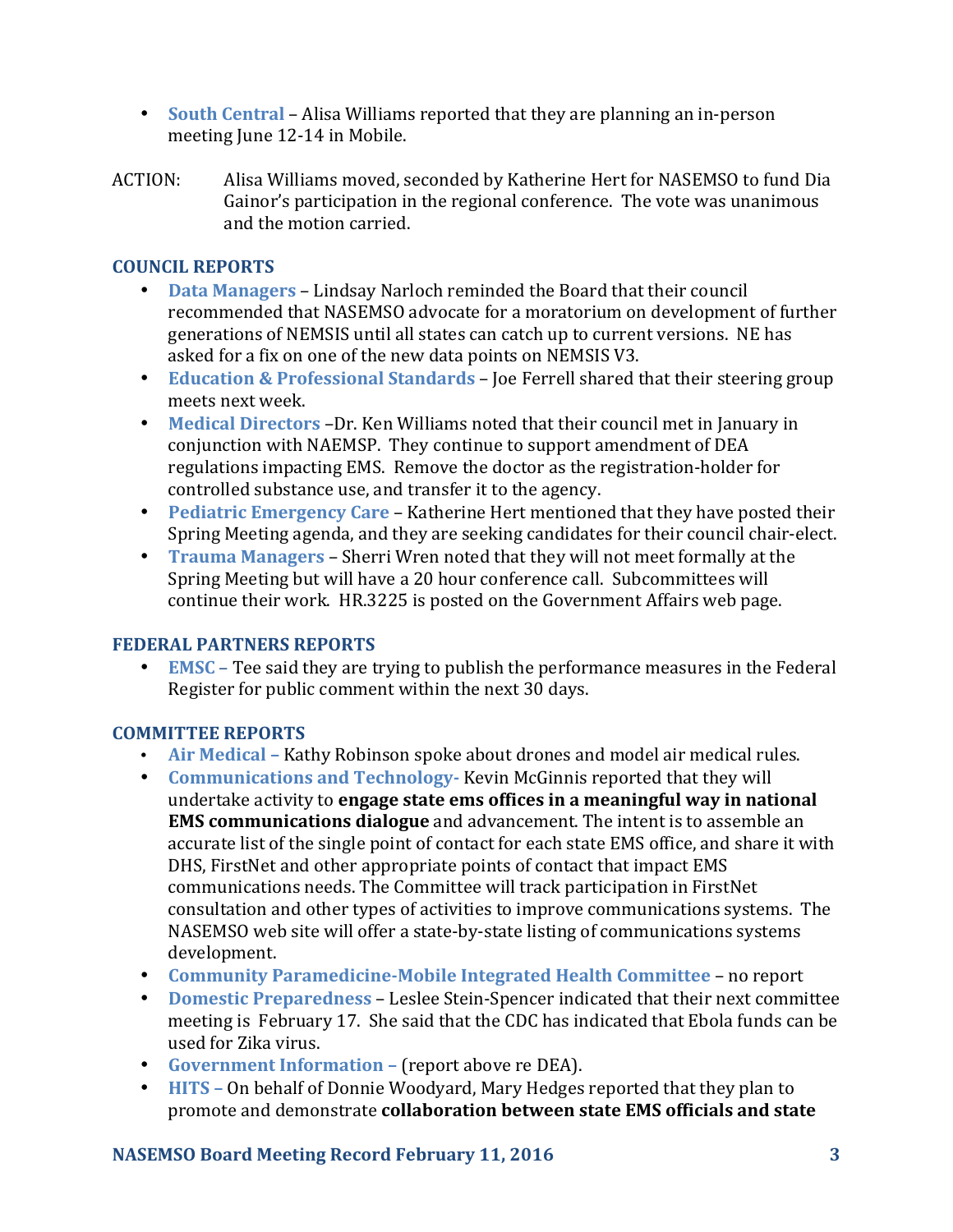- **South Central** – Alisa Williams reported that they are planning an in-person meeting June 12-14 in Mobile.

ACTION: Alisa Williams moved, seconded by Katherine Hert for NASEMSO to fund Dia Gainor's participation in the regional conference. The vote was unanimous and the motion carried.

## COUNCIL REPORTS

- **Data Managers** – Lindsay Narloch reminded the Board that their council recommended that NASEMSO advocate for a moratorium on development of further generations of NEMSIS until all states can catch up to current versions. NE has asked for a fix on one of the new data points on NEMSIS V3.
- **Education & Professional Standards** – Joe Ferrell shared that their steering group meets next week.
- **Medical Directors** –Dr. Ken Williams noted that their council met in January in conjunction with NAEMSP. They continue to support amendment of DEA regulations impacting EMS. Remove the doctor as the registration-holder for controlled substance use, and transfer it to the agency.
- **Pediatric Emergency Care** – Katherine Hert mentioned that they have posted their Spring Meeting agenda, and they are seeking candidates for their council chair-elect.
- **Trauma Managers** – Sherri Wren noted that they will not meet formally at the Spring Meeting but will have a 20 hour conference call. Subcommittees will continue their work. HR.3225 is posted on the Government Affairs web page.

## FEDERAL PARTNERS REPORTS

- **EMSC –** Tee said they are trying to publish the performance measures in the Federal Register for public comment within the next 30 days.

## COMMITTEE REPORTS

- **Air Medical –** Kathy Robinson spoke about drones and model air medical rules.
- **Communications and Technology-** Kevin McGinnis reported that they will undertake activity to **engage state ems offices in a meaningful way in national EMS communications dialogue** and advancement. The intent is to assemble an accurate list of the single point of contact for each state EMS office, and share it with DHS, FirstNet and other appropriate points of contact that impact EMS communications needs. The Committee will track participation in FirstNet consultation and other types of activities to improve communications systems. The NASEMSO web site will offer a state-by-state listing of communications systems development.
- **Community Paramedicine-Mobile Integrated Health Committee** – no report
- **Domestic Preparedness** – Leslee Stein-Spencer indicated that their next committee meeting is February 17. She said that the CDC has indicated that Ebola funds can be used for Zika virus.
- **Government Information –** (report above re DEA).
- **HITS –** On behalf of Donnie Woodyard, Mary Hedges reported that they plan to promote and demonstrate **collaboration between state EMS officials and state**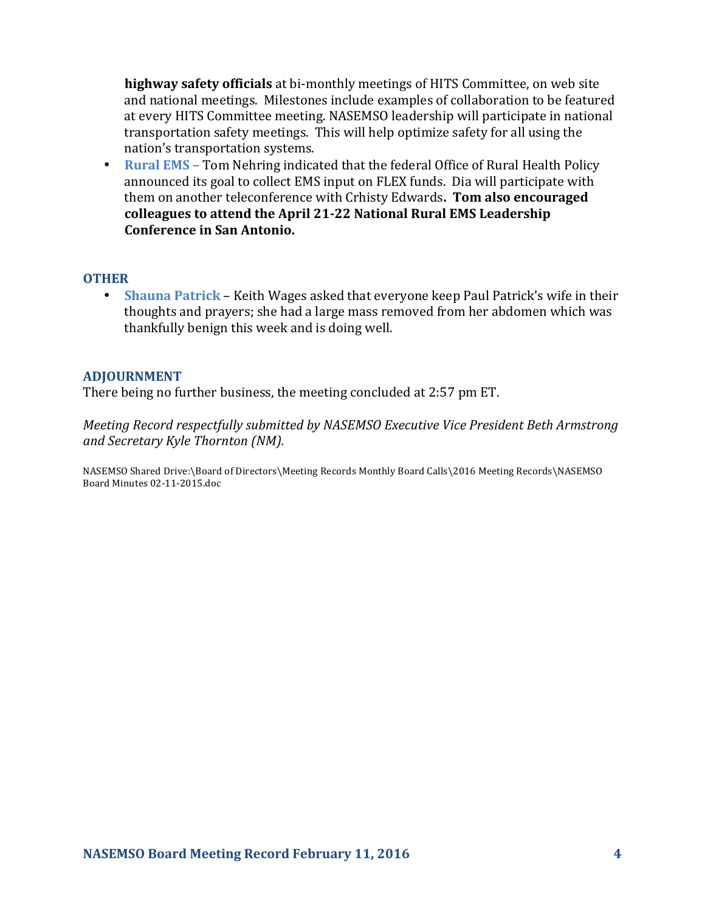**highway safety officials** at bi-monthly meetings of HITS Committee, on web site and national meetings. Milestones include examples of collaboration to be featured at every HITS Committee meeting. NASEMSO leadership will participate in national transportation safety meetings. This will help optimize safety for all using the nation's transportation systems.

- **Rural EMS –** Tom Nehring indicated that the federal Office of Rural Health Policy announced its goal to collect EMS input on FLEX funds. Dia will participate with them on another teleconference with Crhisty Edwards**. Tom also encouraged colleagues to attend the April 21-22 National Rural EMS Leadership Conference in San Antonio.**

## OTHER

- **Shauna Patrick** – Keith Wages asked that everyone keep Paul Patrick's wife in their thoughts and prayers; she had a large mass removed from her abdomen which was thankfully benign this week and is doing well.

## ADJOURNMENT

There being no further business, the meeting concluded at 2:57 pm ET.

*Meeting Record respectfully submitted by NASEMSO Executive Vice President Beth Armstrong and Secretary Kyle Thornton (NM).*

NASEMSO Shared Drive:\Board of Directors\Meeting Records Monthly Board Calls\2016 Meeting Records\NASEMSO Board Minutes 02-11-2015.doc